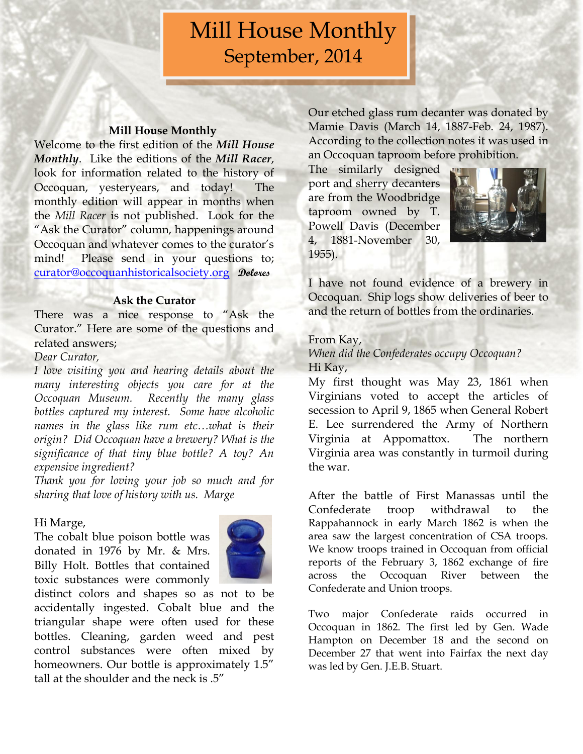# Mill House Monthly
## September, 2014

### Mill House Monthly

Welcome to the first edition of the ***Mill House Monthly***. Like the editions of the ***Mill Racer***, look for information related to the history of Occoquan, yesteryears, and today! The monthly edition will appear in months when the *Mill Racer* is not published. Look for the "Ask the Curator" column, happenings around Occoquan and whatever comes to the curator's mind! Please send in your questions to; curator@occoquanhistoricalsociety.org *Dolores*

### Ask the Curator

There was a nice response to "Ask the Curator." Here are some of the questions and related answers;

*Dear Curator,*

*I love visiting you and hearing details about the many interesting objects you care for at the Occoquan Museum. Recently the many glass bottles captured my interest. Some have alcoholic names in the glass like rum etc…what is their origin? Did Occoquan have a brewery? What is the significance of that tiny blue bottle? A toy? An expensive ingredient?*

*Thank you for loving your job so much and for sharing that love of history with us. Marge*

Hi Marge,

The cobalt blue poison bottle was donated in 1976 by Mr. & Mrs. Billy Holt. Bottles that contained toxic substances were commonly distinct colors and shapes so as not to be accidentally ingested. Cobalt blue and the triangular shape were often used for these bottles. Cleaning, garden weed and pest control substances were often mixed by homeowners. Our bottle is approximately 1.5" tall at the shoulder and the neck is .5"

Our etched glass rum decanter was donated by Mamie Davis (March 14, 1887-Feb. 24, 1987). According to the collection notes it was used in an Occoquan taproom before prohibition.

The similarly designed port and sherry decanters are from the Woodbridge taproom owned by T. Powell Davis (December 4, 1881-November 30, 1955).

I have not found evidence of a brewery in Occoquan. Ship logs show deliveries of beer to and the return of bottles from the ordinaries.

From Kay,

*When did the Confederates occupy Occoquan?*

Hi Kay,

My first thought was May 23, 1861 when Virginians voted to accept the articles of secession to April 9, 1865 when General Robert E. Lee surrendered the Army of Northern Virginia at Appomattox. The northern Virginia area was constantly in turmoil during the war.

After the battle of First Manassas until the Confederate troop withdrawal to the Rappahannock in early March 1862 is when the area saw the largest concentration of CSA troops. We know troops trained in Occoquan from official reports of the February 3, 1862 exchange of fire across the Occoquan River between the Confederate and Union troops.

Two major Confederate raids occurred in Occoquan in 1862. The first led by Gen. Wade Hampton on December 18 and the second on December 27 that went into Fairfax the next day was led by Gen. J.E.B. Stuart.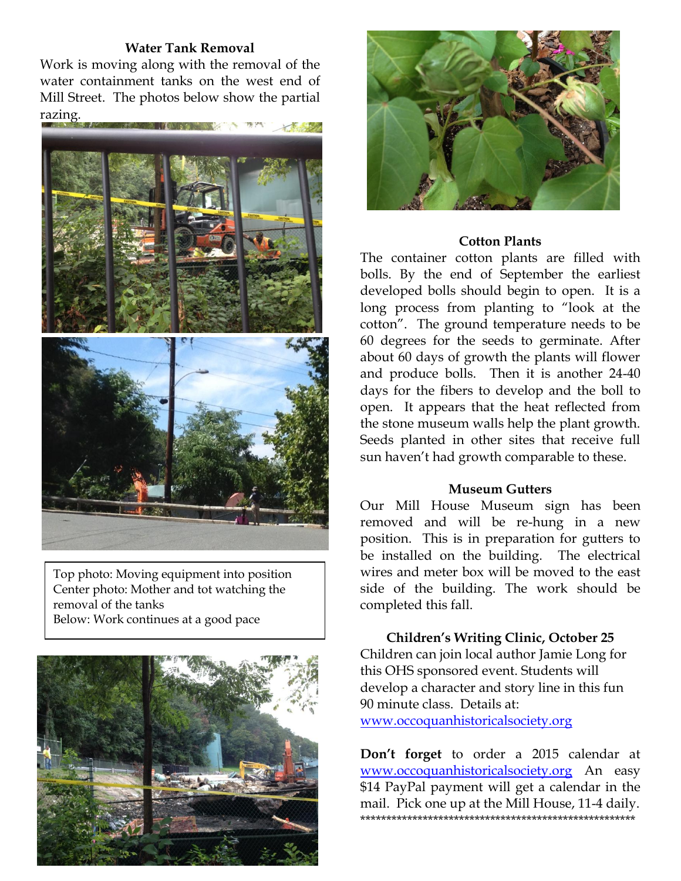### Water Tank Removal

Work is moving along with the removal of the water containment tanks on the west end of Mill Street. The photos below show the partial razing.

Top photo: Moving equipment into position
Center photo: Mother and tot watching the removal of the tanks
Below: Work continues at a good pace

### Cotton Plants

The container cotton plants are filled with bolls. By the end of September the earliest developed bolls should begin to open. It is a long process from planting to "look at the cotton". The ground temperature needs to be 60 degrees for the seeds to germinate. After about 60 days of growth the plants will flower and produce bolls. Then it is another 24-40 days for the fibers to develop and the boll to open. It appears that the heat reflected from the stone museum walls help the plant growth. Seeds planted in other sites that receive full sun haven't had growth comparable to these.

### Museum Gutters

Our Mill House Museum sign has been removed and will be re-hung in a new position. This is in preparation for gutters to be installed on the building. The electrical wires and meter box will be moved to the east side of the building. The work should be completed this fall.

### Children's Writing Clinic, October 25

Children can join local author Jamie Long for this OHS sponsored event. Students will develop a character and story line in this fun 90 minute class. Details at: www.occoquanhistoricalsociety.org

**Don't forget** to order a 2015 calendar at www.occoquanhistoricalsociety.org An easy $14 PayPal payment will get a calendar in the mail. Pick one up at the Mill House, 11-4 daily.

*****************************************************